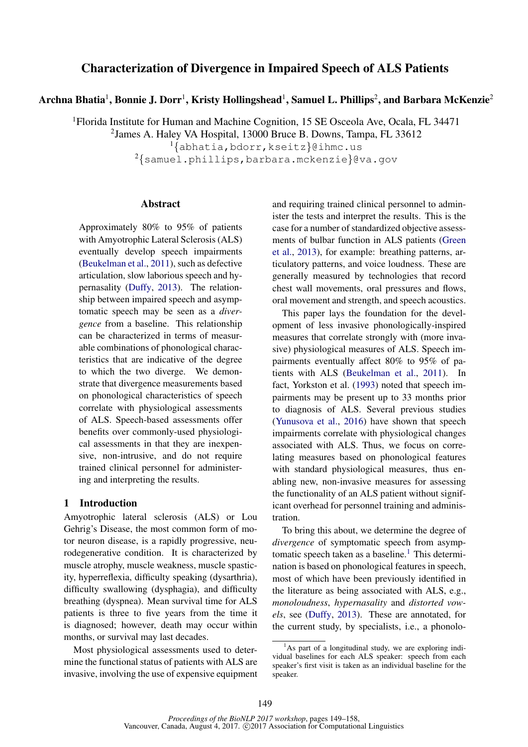# Characterization of Divergence in Impaired Speech of ALS Patients

**Archna Bhatia[1], Bonnie J. Dorr[1], Kristy Hollingshead[1], Samuel L. Phillips[2], and Barbara McKenzie[2]**

[1]Florida Institute for Human and Machine Cognition, 15 SE Osceola Ave, Ocala, FL 34471
[2]James A. Haley VA Hospital, 13000 Bruce B. Downs, Tampa, FL 33612
[1]{abhatia,bdorr,kseitz}@ihmc.us
[2]{samuel.phillips,barbara.mckenzie}@va.gov

## Abstract

Approximately 80% to 95% of patients with Amyotrophic Lateral Sclerosis (ALS) eventually develop speech impairments (Beukelman et al., 2011), such as defective articulation, slow laborious speech and hypernasality (Duffy, 2013). The relationship between impaired speech and asymptomatic speech may be seen as a *divergence* from a baseline. This relationship can be characterized in terms of measurable combinations of phonological characteristics that are indicative of the degree to which the two diverge. We demonstrate that divergence measurements based on phonological characteristics of speech correlate with physiological assessments of ALS. Speech-based assessments offer benefits over commonly-used physiological assessments in that they are inexpensive, non-intrusive, and do not require trained clinical personnel for administering and interpreting the results.

## 1 Introduction

Amyotrophic lateral sclerosis (ALS) or Lou Gehrig's Disease, the most common form of motor neuron disease, is a rapidly progressive, neurodegenerative condition. It is characterized by muscle atrophy, muscle weakness, muscle spasticity, hyperreflexia, difficulty speaking (dysarthria), difficulty swallowing (dysphagia), and difficulty breathing (dyspnea). Mean survival time for ALS patients is three to five years from the time it is diagnosed; however, death may occur within months, or survival may last decades.

Most physiological assessments used to determine the functional status of patients with ALS are invasive, involving the use of expensive equipment and requiring trained clinical personnel to administer the tests and interpret the results. This is the case for a number of standardized objective assessments of bulbar function in ALS patients (Green et al., 2013), for example: breathing patterns, articulatory patterns, and voice loudness. These are generally measured by technologies that record chest wall movements, oral pressures and flows, oral movement and strength, and speech acoustics.

This paper lays the foundation for the development of less invasive phonologically-inspired measures that correlate strongly with (more invasive) physiological measures of ALS. Speech impairments eventually affect 80% to 95% of patients with ALS (Beukelman et al., 2011). In fact, Yorkston et al. (1993) noted that speech impairments may be present up to 33 months prior to diagnosis of ALS. Several previous studies (Yunusova et al., 2016) have shown that speech impairments correlate with physiological changes associated with ALS. Thus, we focus on correlating measures based on phonological features with standard physiological measures, thus enabling new, non-invasive measures for assessing the functionality of an ALS patient without significant overhead for personnel training and administration.

To bring this about, we determine the degree of *divergence* of symptomatic speech from asymptomatic speech taken as a baseline.[1] This determination is based on phonological features in speech, most of which have been previously identified in the literature as being associated with ALS, e.g., *monoloudness*, *hypernasality* and *distorted vowels*, see (Duffy, 2013). These are annotated, for the current study, by specialists, i.e., a phonolo-

[1]As part of a longitudinal study, we are exploring individual baselines for each ALS speaker: speech from each speaker's first visit is taken as an individual baseline for the speaker.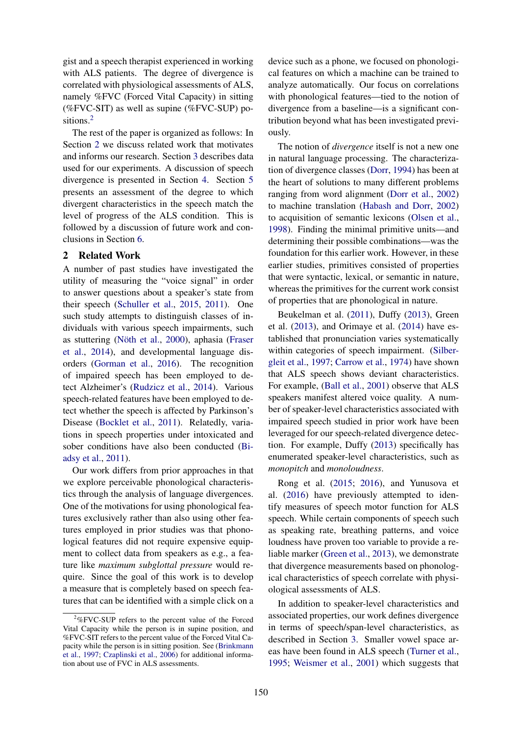gist and a speech therapist experienced in working with ALS patients. The degree of divergence is correlated with physiological assessments of ALS, namely %FVC (Forced Vital Capacity) in sitting (%FVC-SIT) as well as supine (%FVC-SUP) positions.[2]

The rest of the paper is organized as follows: In Section 2 we discuss related work that motivates and informs our research. Section 3 describes data used for our experiments. A discussion of speech divergence is presented in Section 4. Section 5 presents an assessment of the degree to which divergent characteristics in the speech match the level of progress of the ALS condition. This is followed by a discussion of future work and conclusions in Section 6.

## 2 Related Work

A number of past studies have investigated the utility of measuring the "voice signal" in order to answer questions about a speaker's state from their speech (Schuller et al., 2015, 2011). One such study attempts to distinguish classes of individuals with various speech impairments, such as stuttering (Nöth et al., 2000), aphasia (Fraser et al., 2014), and developmental language disorders (Gorman et al., 2016). The recognition of impaired speech has been employed to detect Alzheimer's (Rudzicz et al., 2014). Various speech-related features have been employed to detect whether the speech is affected by Parkinson's Disease (Bocklet et al., 2011). Relatedly, variations in speech properties under intoxicated and sober conditions have also been conducted (Biadsy et al., 2011).

Our work differs from prior approaches in that we explore perceivable phonological characteristics through the analysis of language divergences. One of the motivations for using phonological features exclusively rather than also using other features employed in prior studies was that phonological features did not require expensive equipment to collect data from speakers as e.g., a feature like *maximum subglottal pressure* would require. Since the goal of this work is to develop a measure that is completely based on speech features that can be identified with a simple click on a device such as a phone, we focused on phonological features on which a machine can be trained to analyze automatically. Our focus on correlations with phonological features—tied to the notion of divergence from a baseline—is a significant contribution beyond what has been investigated previously.

The notion of *divergence* itself is not a new one in natural language processing. The characterization of divergence classes (Dorr, 1994) has been at the heart of solutions to many different problems ranging from word alignment (Dorr et al., 2002) to machine translation (Habash and Dorr, 2002) to acquisition of semantic lexicons (Olsen et al., 1998). Finding the minimal primitive units—and determining their possible combinations—was the foundation for this earlier work. However, in these earlier studies, primitives consisted of properties that were syntactic, lexical, or semantic in nature, whereas the primitives for the current work consist of properties that are phonological in nature.

Beukelman et al. (2011), Duffy (2013), Green et al. (2013), and Orimaye et al. (2014) have established that pronunciation varies systematically within categories of speech impairment. (Silbergleit et al., 1997; Carrow et al., 1974) have shown that ALS speech shows deviant characteristics. For example, (Ball et al., 2001) observe that ALS speakers manifest altered voice quality. A number of speaker-level characteristics associated with impaired speech studied in prior work have been leveraged for our speech-related divergence detection. For example, Duffy (2013) specifically has enumerated speaker-level characteristics, such as *monopitch* and *monoloudness*.

Rong et al. (2015; 2016), and Yunusova et al. (2016) have previously attempted to identify measures of speech motor function for ALS speech. While certain components of speech such as speaking rate, breathing patterns, and voice loudness have proven too variable to provide a reliable marker (Green et al., 2013), we demonstrate that divergence measurements based on phonological characteristics of speech correlate with physiological assessments of ALS.

In addition to speaker-level characteristics and associated properties, our work defines divergence in terms of speech/span-level characteristics, as described in Section 3. Smaller vowel space areas have been found in ALS speech (Turner et al., 1995; Weismer et al., 2001) which suggests that

[2] %FVC-SUP refers to the percent value of the Forced Vital Capacity while the person is in supine position, and %FVC-SIT refers to the percent value of the Forced Vital Capacity while the person is in sitting position. See (Brinkmann et al., 1997; Czaplinski et al., 2006) for additional information about use of FVC in ALS assessments.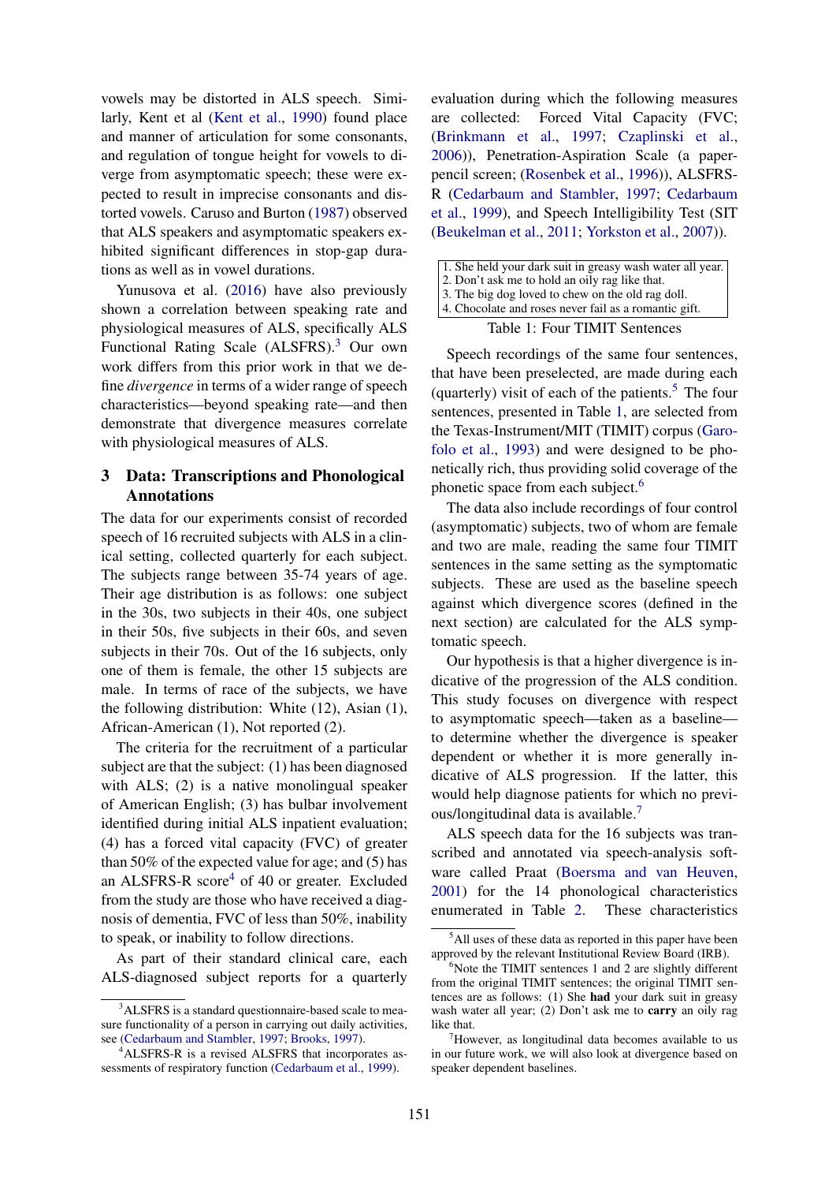vowels may be distorted in ALS speech. Similarly, Kent et al (Kent et al., 1990) found place and manner of articulation for some consonants, and regulation of tongue height for vowels to diverge from asymptomatic speech; these were expected to result in imprecise consonants and distorted vowels. Caruso and Burton (1987) observed that ALS speakers and asymptomatic speakers exhibited significant differences in stop-gap durations as well as in vowel durations.

Yunusova et al. (2016) have also previously shown a correlation between speaking rate and physiological measures of ALS, specifically ALS Functional Rating Scale (ALSFRS).[3] Our own work differs from this prior work in that we define *divergence* in terms of a wider range of speech characteristics—beyond speaking rate—and then demonstrate that divergence measures correlate with physiological measures of ALS.

## 3 Data: Transcriptions and Phonological Annotations

The data for our experiments consist of recorded speech of 16 recruited subjects with ALS in a clinical setting, collected quarterly for each subject. The subjects range between 35-74 years of age. Their age distribution is as follows: one subject in the 30s, two subjects in their 40s, one subject in their 50s, five subjects in their 60s, and seven subjects in their 70s. Out of the 16 subjects, only one of them is female, the other 15 subjects are male. In terms of race of the subjects, we have the following distribution: White (12), Asian (1), African-American (1), Not reported (2).

The criteria for the recruitment of a particular subject are that the subject: (1) has been diagnosed with ALS; (2) is a native monolingual speaker of American English; (3) has bulbar involvement identified during initial ALS inpatient evaluation; (4) has a forced vital capacity (FVC) of greater than 50% of the expected value for age; and (5) has an ALSFRS-R score[4] of 40 or greater. Excluded from the study are those who have received a diagnosis of dementia, FVC of less than 50%, inability to speak, or inability to follow directions.

As part of their standard clinical care, each ALS-diagnosed subject reports for a quarterly evaluation during which the following measures are collected: Forced Vital Capacity (FVC; (Brinkmann et al., 1997; Czaplinski et al., 2006)), Penetration-Aspiration Scale (a paper-pencil screen; (Rosenbek et al., 1996)), ALSFRS-R (Cedarbaum and Stambler, 1997; Cedarbaum et al., 1999), and Speech Intelligibility Test (SIT (Beukelman et al., 2011; Yorkston et al., 2007)).

| |
|---|
| 1. She held your dark suit in greasy wash water all year. |
| 2. Don't ask me to hold an oily rag like that. |
| 3. The big dog loved to chew on the old rag doll. |
| 4. Chocolate and roses never fail as a romantic gift. |

Table 1: Four TIMIT Sentences

Speech recordings of the same four sentences, that have been preselected, are made during each (quarterly) visit of each of the patients.[5] The four sentences, presented in Table 1, are selected from the Texas-Instrument/MIT (TIMIT) corpus (Garofolo et al., 1993) and were designed to be phonetically rich, thus providing solid coverage of the phonetic space from each subject.[6]

The data also include recordings of four control (asymptomatic) subjects, two of whom are female and two are male, reading the same four TIMIT sentences in the same setting as the symptomatic subjects. These are used as the baseline speech against which divergence scores (defined in the next section) are calculated for the ALS symptomatic speech.

Our hypothesis is that a higher divergence is indicative of the progression of the ALS condition. This study focuses on divergence with respect to asymptomatic speech—taken as a baseline—to determine whether the divergence is speaker dependent or whether it is more generally indicative of ALS progression. If the latter, this would help diagnose patients for which no previous/longitudinal data is available.[7]

ALS speech data for the 16 subjects was transcribed and annotated via speech-analysis software called Praat (Boersma and van Heuven, 2001) for the 14 phonological characteristics enumerated in Table 2. These characteristics

[3] ALSFRS is a standard questionnaire-based scale to measure functionality of a person in carrying out daily activities, see (Cedarbaum and Stambler, 1997; Brooks, 1997).

[4] ALSFRS-R is a revised ALSFRS that incorporates assessments of respiratory function (Cedarbaum et al., 1999).

[5] All uses of these data as reported in this paper have been approved by the relevant Institutional Review Board (IRB).

[6] Note the TIMIT sentences 1 and 2 are slightly different from the original TIMIT sentences; the original TIMIT sentences are as follows: (1) She **had** your dark suit in greasy wash water all year; (2) Don't ask me to **carry** an oily rag like that.

[7] However, as longitudinal data becomes available to us in our future work, we will also look at divergence based on speaker dependent baselines.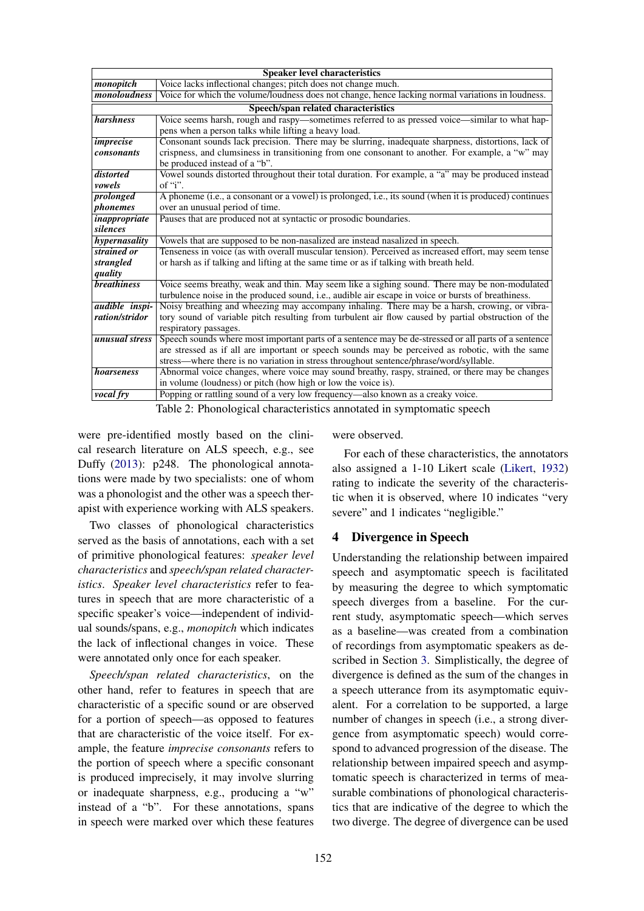| | |
|---|---|
| **Speaker level characteristics** | |
| ***monopitch*** | Voice lacks inflectional changes; pitch does not change much. |
| ***monoloudness*** | Voice for which the volume/loudness does not change, hence lacking normal variations in loudness. |
| **Speech/span related characteristics** | |
| ***harshness*** | Voice seems harsh, rough and raspy—sometimes referred to as pressed voice—similar to what happens when a person talks while lifting a heavy load. |
| ***imprecise consonants*** | Consonant sounds lack precision. There may be slurring, inadequate sharpness, distortions, lack of crispness, and clumsiness in transitioning from one consonant to another. For example, a "w" may be produced instead of a "b". |
| ***distorted vowels*** | Vowel sounds distorted throughout their total duration. For example, a "a" may be produced instead of "i". |
| ***prolonged phonemes*** | A phoneme (i.e., a consonant or a vowel) is prolonged, i.e., its sound (when it is produced) continues over an unusual period of time. |
| ***inappropriate silences*** | Pauses that are produced not at syntactic or prosodic boundaries. |
| ***hypernasality*** | Vowels that are supposed to be non-nasalized are instead nasalized in speech. |
| ***strained or strangled quality*** | Tenseness in voice (as with overall muscular tension). Perceived as increased effort, may seem tense or harsh as if talking and lifting at the same time or as if talking with breath held. |
| ***breathiness*** | Voice seems breathy, weak and thin. May seem like a sighing sound. There may be non-modulated turbulence noise in the produced sound, i.e., audible air escape in voice or bursts of breathiness. |
| ***audible inspiration/stridor*** | Noisy breathing and wheezing may accompany inhaling. There may be a harsh, crowing, or vibratory sound of variable pitch resulting from turbulent air flow caused by partial obstruction of the respiratory passages. |
| ***unusual stress*** | Speech sounds where most important parts of a sentence may be de-stressed or all parts of a sentence are stressed as if all are important or speech sounds may be perceived as robotic, with the same stress—where there is no variation in stress throughout sentence/phrase/word/syllable. |
| ***hoarseness*** | Abnormal voice changes, where voice may sound breathy, raspy, strained, or there may be changes in volume (loudness) or pitch (how high or low the voice is). |
| ***vocal fry*** | Popping or rattling sound of a very low frequency—also known as a creaky voice. |

Table 2: Phonological characteristics annotated in symptomatic speech

were pre-identified mostly based on the clinical research literature on ALS speech, e.g., see Duffy (2013): p248. The phonological annotations were made by two specialists: one of whom was a phonologist and the other was a speech therapist with experience working with ALS speakers.

Two classes of phonological characteristics served as the basis of annotations, each with a set of primitive phonological features: *speaker level characteristics* and *speech/span related characteristics*. *Speaker level characteristics* refer to features in speech that are more characteristic of a specific speaker's voice—independent of individual sounds/spans, e.g., *monopitch* which indicates the lack of inflectional changes in voice. These were annotated only once for each speaker.

*Speech/span related characteristics*, on the other hand, refer to features in speech that are characteristic of a specific sound or are observed for a portion of speech—as opposed to features that are characteristic of the voice itself. For example, the feature *imprecise consonants* refers to the portion of speech where a specific consonant is produced imprecisely, it may involve slurring or inadequate sharpness, e.g., producing a "w" instead of a "b". For these annotations, spans in speech were marked over which these features were observed.

For each of these characteristics, the annotators also assigned a 1-10 Likert scale (Likert, 1932) rating to indicate the severity of the characteristic when it is observed, where 10 indicates "very severe" and 1 indicates "negligible."

## 4 Divergence in Speech

Understanding the relationship between impaired speech and asymptomatic speech is facilitated by measuring the degree to which symptomatic speech diverges from a baseline. For the current study, asymptomatic speech—which serves as a baseline—was created from a combination of recordings from asymptomatic speakers as described in Section 3. Simplistically, the degree of divergence is defined as the sum of the changes in a speech utterance from its asymptomatic equivalent. For a correlation to be supported, a large number of changes in speech (i.e., a strong divergence from asymptomatic speech) would correspond to advanced progression of the disease. The relationship between impaired speech and asymptomatic speech is characterized in terms of measurable combinations of phonological characteristics that are indicative of the degree to which the two diverge. The degree of divergence can be used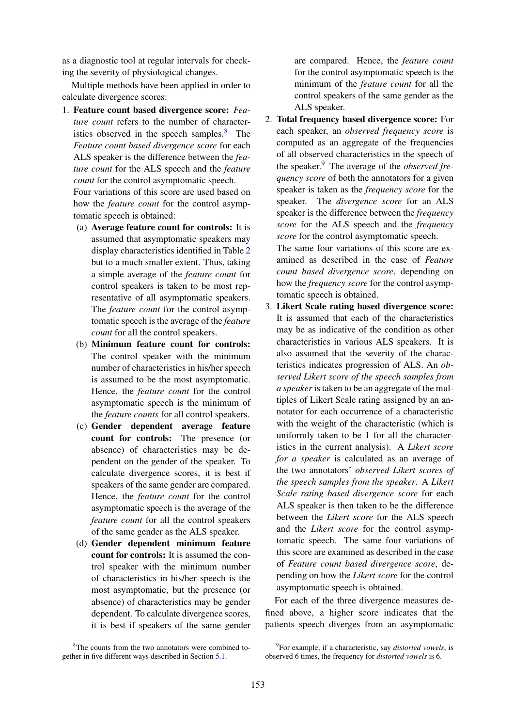as a diagnostic tool at regular intervals for checking the severity of physiological changes.

Multiple methods have been applied in order to calculate divergence scores:

1. **Feature count based divergence score:** *Feature count* refers to the number of characteristics observed in the speech samples.[8] The *Feature count based divergence score* for each ALS speaker is the difference between the *feature count* for the ALS speech and the *feature count* for the control asymptomatic speech.
   Four variations of this score are used based on how the *feature count* for the control asymptomatic speech is obtained:
   (a) **Average feature count for controls:** It is assumed that asymptomatic speakers may display characteristics identified in Table 2 but to a much smaller extent. Thus, taking a simple average of the *feature count* for control speakers is taken to be most representative of all asymptomatic speakers. The *feature count* for the control asymptomatic speech is the average of the *feature count* for all the control speakers.
   (b) **Minimum feature count for controls:** The control speaker with the minimum number of characteristics in his/her speech is assumed to be the most asymptomatic. Hence, the *feature count* for the control asymptomatic speech is the minimum of the *feature counts* for all control speakers.
   (c) **Gender dependent average feature count for controls:** The presence (or absence) of characteristics may be dependent on the gender of the speaker. To calculate divergence scores, it is best if speakers of the same gender are compared. Hence, the *feature count* for the control asymptomatic speech is the average of the *feature count* for all the control speakers of the same gender as the ALS speaker.
   (d) **Gender dependent minimum feature count for controls:** It is assumed the control speaker with the minimum number of characteristics in his/her speech is the most asymptomatic, but the presence (or absence) of characteristics may be gender dependent. To calculate divergence scores, it is best if speakers of the same gender are compared. Hence, the *feature count* for the control asymptomatic speech is the minimum of the *feature count* for all the control speakers of the same gender as the ALS speaker.
2. **Total frequency based divergence score:** For each speaker, an *observed frequency score* is computed as an aggregate of the frequencies of all observed characteristics in the speech of the speaker.[9] The average of the *observed frequency score* of both the annotators for a given speaker is taken as the *frequency score* for the speaker. The *divergence score* for an ALS speaker is the difference between the *frequency score* for the ALS speech and the *frequency score* for the control asymptomatic speech.
   The same four variations of this score are examined as described in the case of *Feature count based divergence score*, depending on how the *frequency score* for the control asymptomatic speech is obtained.
3. **Likert Scale rating based divergence score:** It is assumed that each of the characteristics may be as indicative of the condition as other characteristics in various ALS speakers. It is also assumed that the severity of the characteristics indicates progression of ALS. An *observed Likert score of the speech samples from a speaker* is taken to be an aggregate of the multiples of Likert Scale rating assigned by an annotator for each occurrence of a characteristic with the weight of the characteristic (which is uniformly taken to be 1 for all the characteristics in the current analysis). A *Likert score for a speaker* is calculated as an average of the two annotators' *observed Likert scores of the speech samples from the speaker*. A *Likert Scale rating based divergence score* for each ALS speaker is then taken to be the difference between the *Likert score* for the ALS speech and the *Likert score* for the control asymptomatic speech. The same four variations of this score are examined as described in the case of *Feature count based divergence score*, depending on how the *Likert score* for the control asymptomatic speech is obtained.

For each of the three divergence measures defined above, a higher score indicates that the patients speech diverges from an asymptomatic

[8] The counts from the two annotators were combined together in five different ways described in Section 5.1.

[9] For example, if a characteristic, say *distorted vowels*, is observed 6 times, the frequency for *distorted vowels* is 6.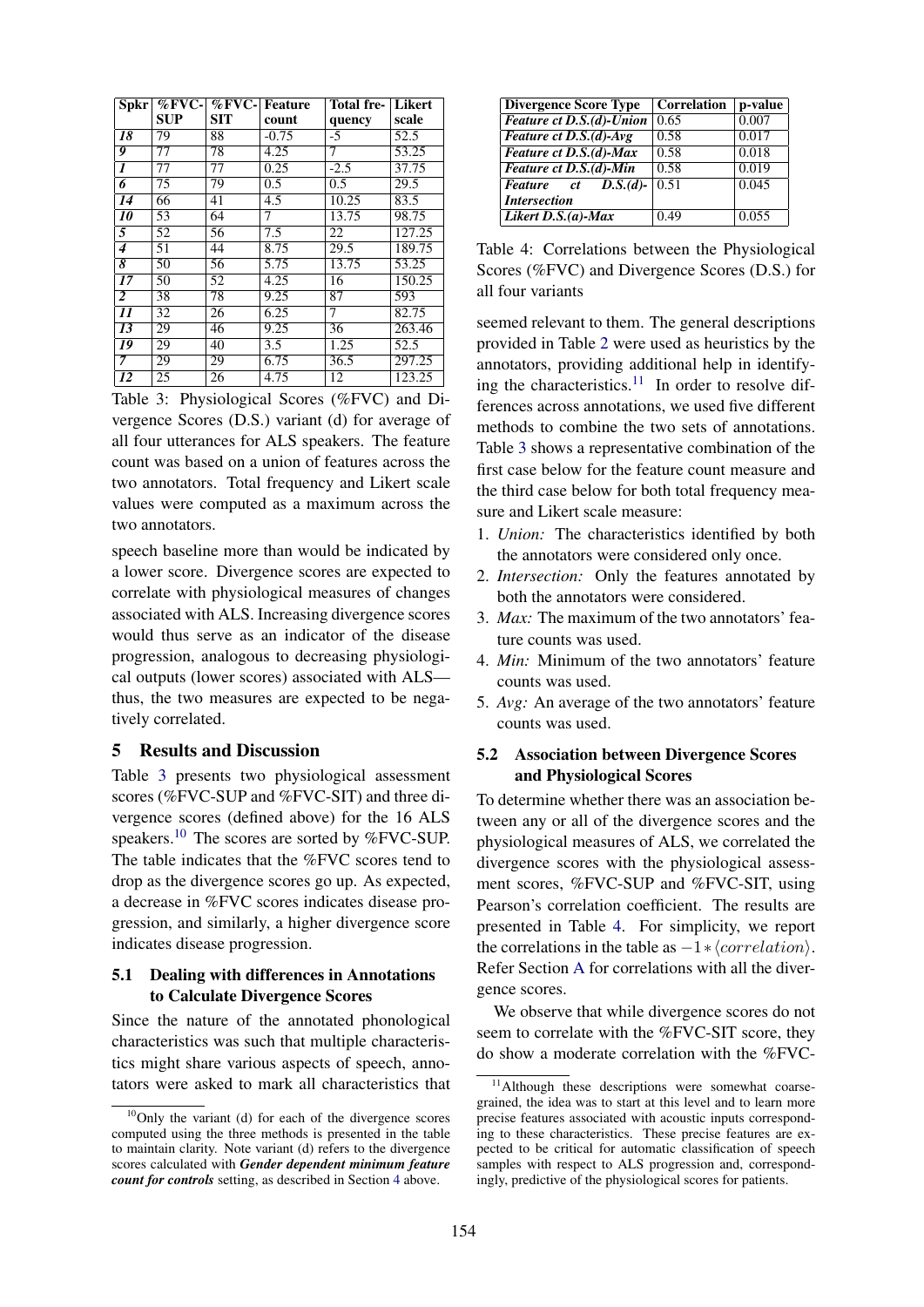| Spkr | %FVC-SUP | %FVC-SIT | Feature count | Total frequency | Likert scale |
|---|---|---|---|---|---|
| *18* | 79 | 88 | -0.75 | -5 | 52.5 |
| *9* | 77 | 78 | 4.25 | 7 | 53.25 |
| *1* | 77 | 77 | 0.25 | -2.5 | 37.75 |
| *6* | 75 | 79 | 0.5 | 0.5 | 29.5 |
| *14* | 66 | 41 | 4.5 | 10.25 | 83.5 |
| *10* | 53 | 64 | 7 | 13.75 | 98.75 |
| *5* | 52 | 56 | 7.5 | 22 | 127.25 |
| *4* | 51 | 44 | 8.75 | 29.5 | 189.75 |
| *8* | 50 | 56 | 5.75 | 13.75 | 53.25 |
| *17* | 50 | 52 | 4.25 | 16 | 150.25 |
| *2* | 38 | 78 | 9.25 | 87 | 593 |
| *11* | 32 | 26 | 6.25 | 7 | 82.75 |
| *13* | 29 | 46 | 9.25 | 36 | 263.46 |
| *19* | 29 | 40 | 3.5 | 1.25 | 52.5 |
| *7* | 29 | 29 | 6.75 | 36.5 | 297.25 |
| *12* | 25 | 26 | 4.75 | 12 | 123.25 |

Table 3: Physiological Scores (%FVC) and Divergence Scores (D.S.) variant (d) for average of all four utterances for ALS speakers. The feature count was based on a union of features across the two annotators. Total frequency and Likert scale values were computed as a maximum across the two annotators.

speech baseline more than would be indicated by a lower score. Divergence scores are expected to correlate with physiological measures of changes associated with ALS. Increasing divergence scores would thus serve as an indicator of the disease progression, analogous to decreasing physiological outputs (lower scores) associated with ALS—thus, the two measures are expected to be negatively correlated.

## 5 Results and Discussion

Table 3 presents two physiological assessment scores (%FVC-SUP and %FVC-SIT) and three divergence scores (defined above) for the 16 ALS speakers.[10] The scores are sorted by %FVC-SUP. The table indicates that the %FVC scores tend to drop as the divergence scores go up. As expected, a decrease in %FVC scores indicates disease progression, and similarly, a higher divergence score indicates disease progression.

### 5.1 Dealing with differences in Annotations to Calculate Divergence Scores

Since the nature of the annotated phonological characteristics was such that multiple characteristics might share various aspects of speech, annotators were asked to mark all characteristics that seemed relevant to them. The general descriptions provided in Table 2 were used as heuristics by the annotators, providing additional help in identifying the characteristics.[11] In order to resolve differences across annotations, we used five different methods to combine the two sets of annotations. Table 3 shows a representative combination of the first case below for the feature count measure and the third case below for both total frequency measure and Likert scale measure:

1. *Union:* The characteristics identified by both the annotators were considered only once.
2. *Intersection:* Only the features annotated by both the annotators were considered.
3. *Max:* The maximum of the two annotators' feature counts was used.
4. *Min:* Minimum of the two annotators' feature counts was used.
5. *Avg:* An average of the two annotators' feature counts was used.

| Divergence Score Type | Correlation | p-value |
|---|---|---|
| ***Feature ct D.S.(d)-Union*** | 0.65 | 0.007 |
| ***Feature ct D.S.(d)-Avg*** | 0.58 | 0.017 |
| ***Feature ct D.S.(d)-Max*** | 0.58 | 0.018 |
| ***Feature ct D.S.(d)-Min*** | 0.58 | 0.019 |
| ***Feature ct D.S.(d)-Intersection*** | 0.51 | 0.045 |
| ***Likert D.S.(a)-Max*** | 0.49 | 0.055 |

Table 4: Correlations between the Physiological Scores (%FVC) and Divergence Scores (D.S.) for all four variants

### 5.2 Association between Divergence Scores and Physiological Scores

To determine whether there was an association between any or all of the divergence scores and the physiological measures of ALS, we correlated the divergence scores with the physiological assessment scores, %FVC-SUP and %FVC-SIT, using Pearson's correlation coefficient. The results are presented in Table 4. For simplicity, we report the correlations in the table as $-1 * \langle correlation \rangle$. Refer Section A for correlations with all the divergence scores.

We observe that while divergence scores do not seem to correlate with the %FVC-SIT score, they do show a moderate correlation with the %FVC-

[10] Only the variant (d) for each of the divergence scores computed using the three methods is presented in the table to maintain clarity. Note variant (d) refers to the divergence scores calculated with ***Gender dependent minimum feature count for controls*** setting, as described in Section 4 above.

[11] Although these descriptions were somewhat coarse-grained, the idea was to start at this level and to learn more precise features associated with acoustic inputs corresponding to these characteristics. These precise features are expected to be critical for automatic classification of speech samples with respect to ALS progression and, correspondingly, predictive of the physiological scores for patients.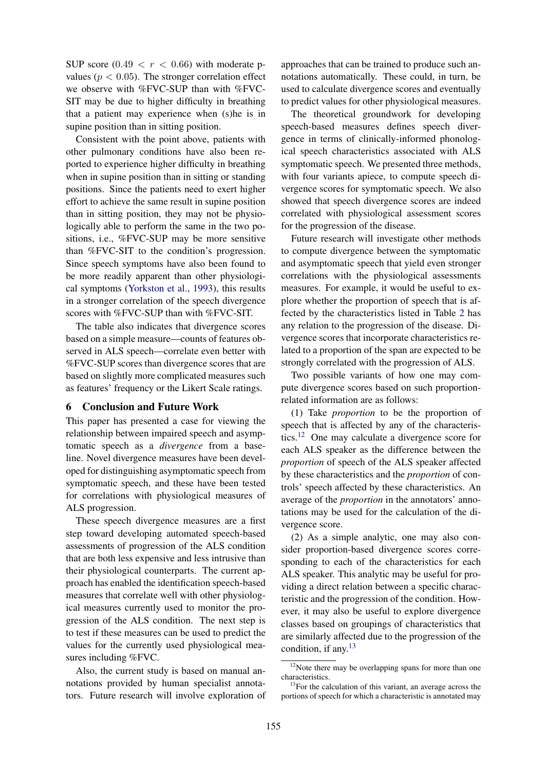SUP score ($0.49 < r < 0.66$) with moderate p-values ($p < 0.05$). The stronger correlation effect we observe with %FVC-SUP than with %FVC-SIT may be due to higher difficulty in breathing that a patient may experience when (s)he is in supine position than in sitting position.

Consistent with the point above, patients with other pulmonary conditions have also been reported to experience higher difficulty in breathing when in supine position than in sitting or standing positions. Since the patients need to exert higher effort to achieve the same result in supine position than in sitting position, they may not be physiologically able to perform the same in the two positions, i.e., %FVC-SUP may be more sensitive than %FVC-SIT to the condition's progression. Since speech symptoms have also been found to be more readily apparent than other physiological symptoms (Yorkston et al., 1993), this results in a stronger correlation of the speech divergence scores with %FVC-SUP than with %FVC-SIT.

The table also indicates that divergence scores based on a simple measure—counts of features observed in ALS speech—correlate even better with %FVC-SUP scores than divergence scores that are based on slightly more complicated measures such as features' frequency or the Likert Scale ratings.

## 6 Conclusion and Future Work

This paper has presented a case for viewing the relationship between impaired speech and asymptomatic speech as a *divergence* from a baseline. Novel divergence measures have been developed for distinguishing asymptomatic speech from symptomatic speech, and these have been tested for correlations with physiological measures of ALS progression.

These speech divergence measures are a first step toward developing automated speech-based assessments of progression of the ALS condition that are both less expensive and less intrusive than their physiological counterparts. The current approach has enabled the identification speech-based measures that correlate well with other physiological measures currently used to monitor the progression of the ALS condition. The next step is to test if these measures can be used to predict the values for the currently used physiological measures including %FVC.

Also, the current study is based on manual annotations provided by human specialist annotators. Future research will involve exploration of approaches that can be trained to produce such annotations automatically. These could, in turn, be used to calculate divergence scores and eventually to predict values for other physiological measures.

The theoretical groundwork for developing speech-based measures defines speech divergence in terms of clinically-informed phonological speech characteristics associated with ALS symptomatic speech. We presented three methods, with four variants apiece, to compute speech divergence scores for symptomatic speech. We also showed that speech divergence scores are indeed correlated with physiological assessment scores for the progression of the disease.

Future research will investigate other methods to compute divergence between the symptomatic and asymptomatic speech that yield even stronger correlations with the physiological assessments measures. For example, it would be useful to explore whether the proportion of speech that is affected by the characteristics listed in Table 2 has any relation to the progression of the disease. Divergence scores that incorporate characteristics related to a proportion of the span are expected to be strongly correlated with the progression of ALS.

Two possible variants of how one may compute divergence scores based on such proportion-related information are as follows:

(1) Take *proportion* to be the proportion of speech that is affected by any of the characteristics.[12] One may calculate a divergence score for each ALS speaker as the difference between the *proportion* of speech of the ALS speaker affected by these characteristics and the *proportion* of controls' speech affected by these characteristics. An average of the *proportion* in the annotators' annotations may be used for the calculation of the divergence score.

(2) As a simple analytic, one may also consider proportion-based divergence scores corresponding to each of the characteristics for each ALS speaker. This analytic may be useful for providing a direct relation between a specific characteristic and the progression of the condition. However, it may also be useful to explore divergence classes based on groupings of characteristics that are similarly affected due to the progression of the condition, if any.[13]

[12]Note there may be overlapping spans for more than one characteristics.

[13]For the calculation of this variant, an average across the portions of speech for which a characteristic is annotated may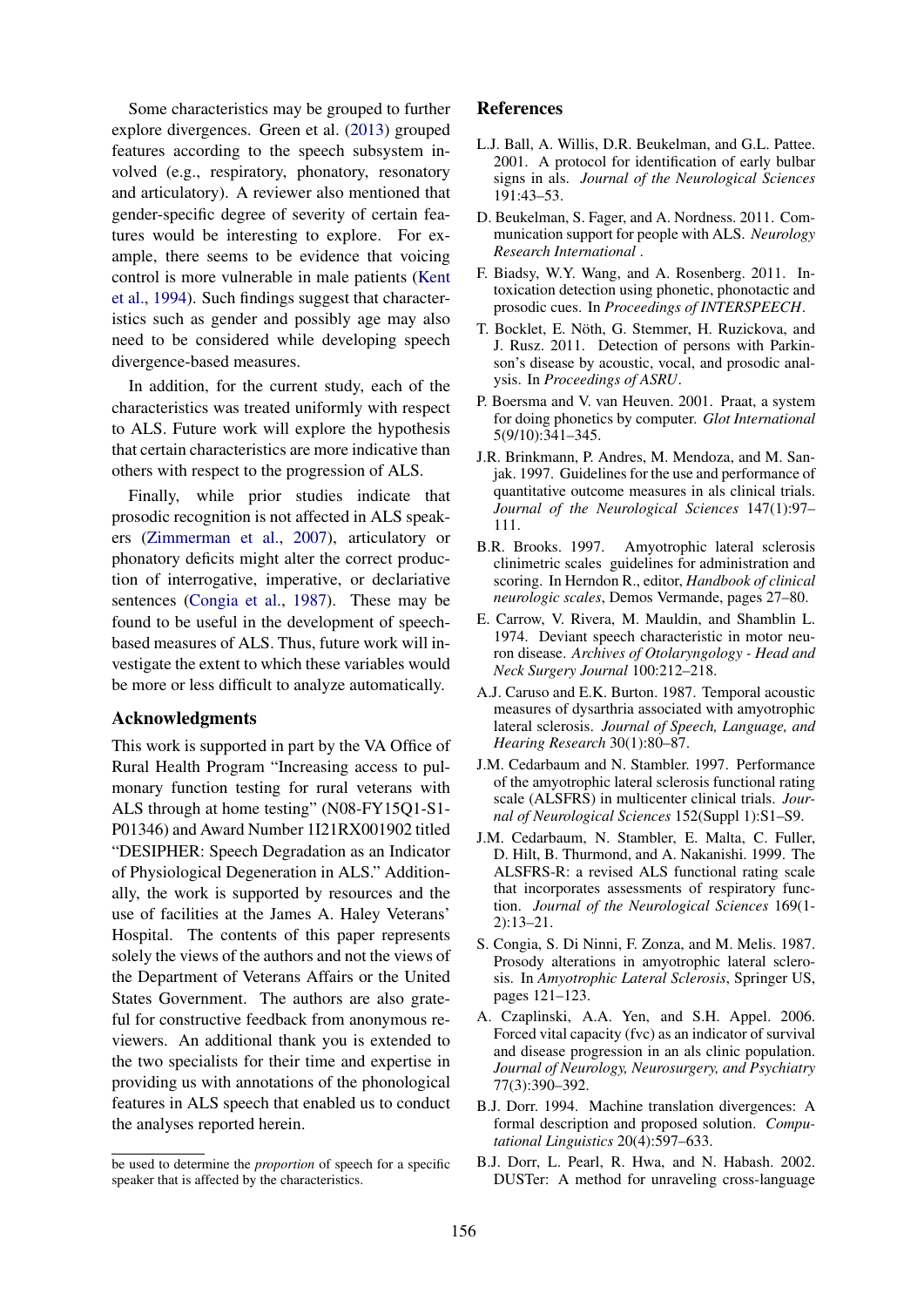Some characteristics may be grouped to further explore divergences. Green et al. (2013) grouped features according to the speech subsystem involved (e.g., respiratory, phonatory, resonatory and articulatory). A reviewer also mentioned that gender-specific degree of severity of certain features would be interesting to explore. For example, there seems to be evidence that voicing control is more vulnerable in male patients (Kent et al., 1994). Such findings suggest that characteristics such as gender and possibly age may also need to be considered while developing speech divergence-based measures.

In addition, for the current study, each of the characteristics was treated uniformly with respect to ALS. Future work will explore the hypothesis that certain characteristics are more indicative than others with respect to the progression of ALS.

Finally, while prior studies indicate that prosodic recognition is not affected in ALS speakers (Zimmerman et al., 2007), articulatory or phonatory deficits might alter the correct production of interrogative, imperative, or declariative sentences (Congia et al., 1987). These may be found to be useful in the development of speech-based measures of ALS. Thus, future work will investigate the extent to which these variables would be more or less difficult to analyze automatically.

## Acknowledgments

This work is supported in part by the VA Office of Rural Health Program "Increasing access to pulmonary function testing for rural veterans with ALS through at home testing" (N08-FY15Q1-S1-P01346) and Award Number 1I21RX001902 titled "DESIPHER: Speech Degradation as an Indicator of Physiological Degeneration in ALS." Additionally, the work is supported by resources and the use of facilities at the James A. Haley Veterans' Hospital. The contents of this paper represents solely the views of the authors and not the views of the Department of Veterans Affairs or the United States Government. The authors are also grateful for constructive feedback from anonymous reviewers. An additional thank you is extended to the two specialists for their time and expertise in providing us with annotations of the phonological features in ALS speech that enabled us to conduct the analyses reported herein.

---

be used to determine the *proportion* of speech for a specific speaker that is affected by the characteristics.

## References

L.J. Ball, A. Willis, D.R. Beukelman, and G.L. Pattee. 2001. A protocol for identification of early bulbar signs in als. *Journal of the Neurological Sciences* 191:43–53.

D. Beukelman, S. Fager, and A. Nordness. 2011. Communication support for people with ALS. *Neurology Research International* .

F. Biadsy, W.Y. Wang, and A. Rosenberg. 2011. Intoxication detection using phonetic, phonotactic and prosodic cues. In *Proceedings of INTERSPEECH*.

T. Bocklet, E. Nöth, G. Stemmer, H. Ruzickova, and J. Rusz. 2011. Detection of persons with Parkinson's disease by acoustic, vocal, and prosodic analysis. In *Proceedings of ASRU*.

P. Boersma and V. van Heuven. 2001. Praat, a system for doing phonetics by computer. *Glot International* 5(9/10):341–345.

J.R. Brinkmann, P. Andres, M. Mendoza, and M. Sanjak. 1997. Guidelines for the use and performance of quantitative outcome measures in als clinical trials. *Journal of the Neurological Sciences* 147(1):97–111.

B.R. Brooks. 1997. Amyotrophic lateral sclerosis clinimetric scales guidelines for administration and scoring. In Herndon R., editor, *Handbook of clinical neurologic scales*, Demos Vermande, pages 27–80.

E. Carrow, V. Rivera, M. Mauldin, and Shamblin L. 1974. Deviant speech characteristic in motor neuron disease. *Archives of Otolaryngology - Head and Neck Surgery Journal* 100:212–218.

A.J. Caruso and E.K. Burton. 1987. Temporal acoustic measures of dysarthria associated with amyotrophic lateral sclerosis. *Journal of Speech, Language, and Hearing Research* 30(1):80–87.

J.M. Cedarbaum and N. Stambler. 1997. Performance of the amyotrophic lateral sclerosis functional rating scale (ALSFRS) in multicenter clinical trials. *Journal of Neurological Sciences* 152(Suppl 1):S1–S9.

J.M. Cedarbaum, N. Stambler, E. Malta, C. Fuller, D. Hilt, B. Thurmond, and A. Nakanishi. 1999. The ALSFRS-R: a revised ALS functional rating scale that incorporates assessments of respiratory function. *Journal of the Neurological Sciences* 169(1-2):13–21.

S. Congia, S. Di Ninni, F. Zonza, and M. Melis. 1987. Prosody alterations in amyotrophic lateral sclerosis. In *Amyotrophic Lateral Sclerosis*, Springer US, pages 121–123.

A. Czaplinski, A.A. Yen, and S.H. Appel. 2006. Forced vital capacity (fvc) as an indicator of survival and disease progression in an als clinic population. *Journal of Neurology, Neurosurgery, and Psychiatry* 77(3):390–392.

B.J. Dorr. 1994. Machine translation divergences: A formal description and proposed solution. *Computational Linguistics* 20(4):597–633.

B.J. Dorr, L. Pearl, R. Hwa, and N. Habash. 2002. DUSTer: A method for unraveling cross-language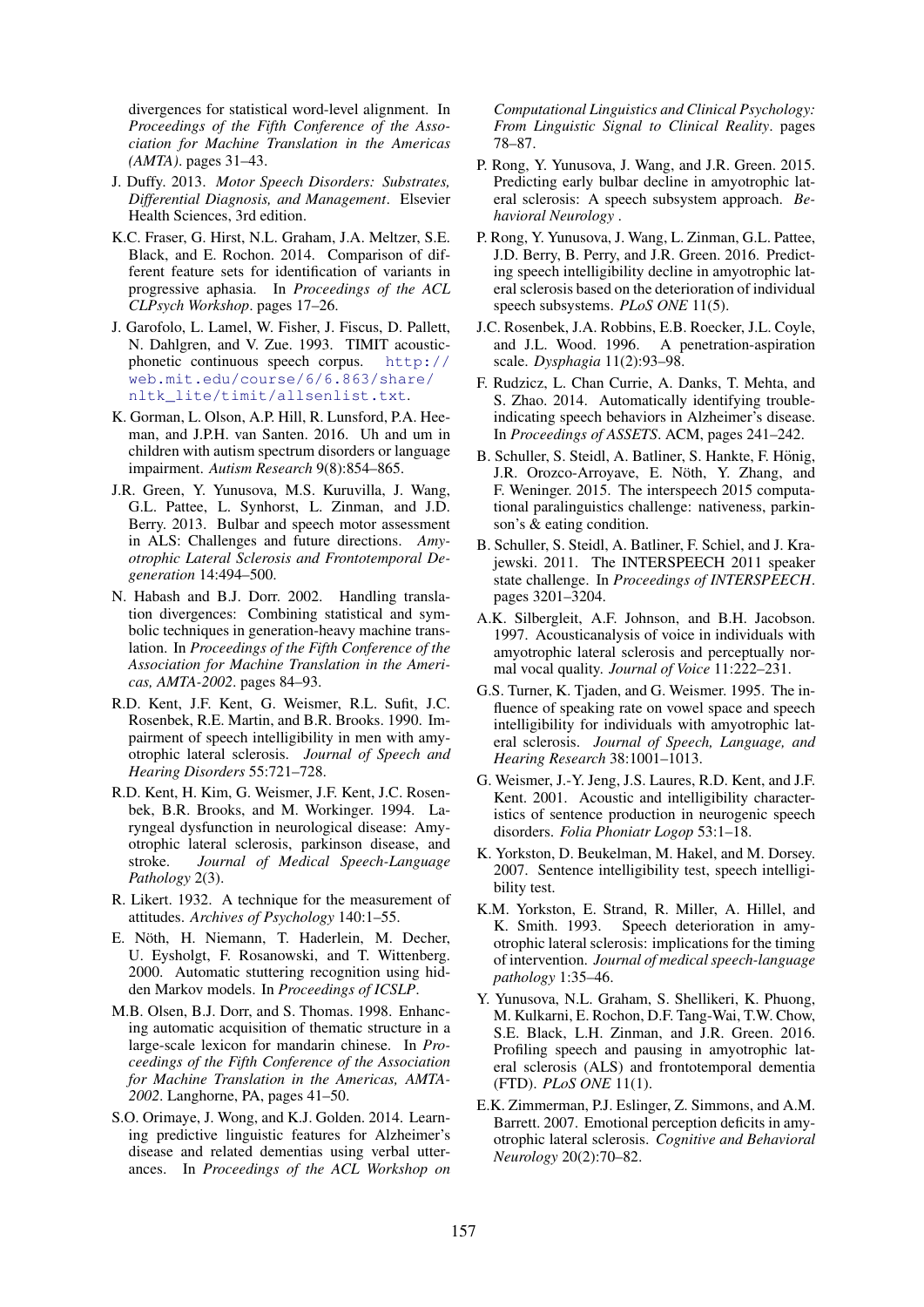divergences for statistical word-level alignment. In *Proceedings of the Fifth Conference of the Association for Machine Translation in the Americas (AMTA)*. pages 31–43.

J. Duffy. 2013. *Motor Speech Disorders: Substrates, Differential Diagnosis, and Management*. Elsevier Health Sciences, 3rd edition.

K.C. Fraser, G. Hirst, N.L. Graham, J.A. Meltzer, S.E. Black, and E. Rochon. 2014. Comparison of different feature sets for identification of variants in progressive aphasia. In *Proceedings of the ACL CLPsych Workshop*. pages 17–26.

J. Garofolo, L. Lamel, W. Fisher, J. Fiscus, D. Pallett, N. Dahlgren, and V. Zue. 1993. TIMIT acoustic-phonetic continuous speech corpus. http://web.mit.edu/course/6/6.863/share/nltk_lite/timit/allsenlist.txt.

K. Gorman, L. Olson, A.P. Hill, R. Lunsford, P.A. Heeman, and J.P.H. van Santen. 2016. Uh and um in children with autism spectrum disorders or language impairment. *Autism Research* 9(8):854–865.

J.R. Green, Y. Yunusova, M.S. Kuruvilla, J. Wang, G.L. Pattee, L. Synhorst, L. Zinman, and J.D. Berry. 2013. Bulbar and speech motor assessment in ALS: Challenges and future directions. *Amyotrophic Lateral Sclerosis and Frontotemporal Degeneration* 14:494–500.

N. Habash and B.J. Dorr. 2002. Handling translation divergences: Combining statistical and symbolic techniques in generation-heavy machine translation. In *Proceedings of the Fifth Conference of the Association for Machine Translation in the Americas, AMTA-2002*. pages 84–93.

R.D. Kent, J.F. Kent, G. Weismer, R.L. Sufit, J.C. Rosenbek, R.E. Martin, and B.R. Brooks. 1990. Impairment of speech intelligibility in men with amyotrophic lateral sclerosis. *Journal of Speech and Hearing Disorders* 55:721–728.

R.D. Kent, H. Kim, G. Weismer, J.F. Kent, J.C. Rosenbek, B.R. Brooks, and M. Workinger. 1994. Laryngeal dysfunction in neurological disease: Amyotrophic lateral sclerosis, parkinson disease, and stroke. *Journal of Medical Speech-Language Pathology* 2(3).

R. Likert. 1932. A technique for the measurement of attitudes. *Archives of Psychology* 140:1–55.

E. Nöth, H. Niemann, T. Haderlein, M. Decher, U. Eysholgt, F. Rosanowski, and T. Wittenberg. 2000. Automatic stuttering recognition using hidden Markov models. In *Proceedings of ICSLP*.

M.B. Olsen, B.J. Dorr, and S. Thomas. 1998. Enhancing automatic acquisition of thematic structure in a large-scale lexicon for mandarin chinese. In *Proceedings of the Fifth Conference of the Association for Machine Translation in the Americas, AMTA-2002*. Langhorne, PA, pages 41–50.

S.O. Orimaye, J. Wong, and K.J. Golden. 2014. Learning predictive linguistic features for Alzheimer's disease and related dementias using verbal utterances. In *Proceedings of the ACL Workshop on Computational Linguistics and Clinical Psychology: From Linguistic Signal to Clinical Reality*. pages 78–87.

P. Rong, Y. Yunusova, J. Wang, and J.R. Green. 2015. Predicting early bulbar decline in amyotrophic lateral sclerosis: A speech subsystem approach. *Behavioral Neurology* .

P. Rong, Y. Yunusova, J. Wang, L. Zinman, G.L. Pattee, J.D. Berry, B. Perry, and J.R. Green. 2016. Predicting speech intelligibility decline in amyotrophic lateral sclerosis based on the deterioration of individual speech subsystems. *PLoS ONE* 11(5).

J.C. Rosenbek, J.A. Robbins, E.B. Roecker, J.L. Coyle, and J.L. Wood. 1996. A penetration-aspiration scale. *Dysphagia* 11(2):93–98.

F. Rudzicz, L. Chan Currie, A. Danks, T. Mehta, and S. Zhao. 2014. Automatically identifying trouble-indicating speech behaviors in Alzheimer's disease. In *Proceedings of ASSETS*. ACM, pages 241–242.

B. Schuller, S. Steidl, A. Batliner, S. Hankte, F. Hönig, J.R. Orozco-Arroyave, E. Nöth, Y. Zhang, and F. Weninger. 2015. The interspeech 2015 computational paralinguistics challenge: nativeness, parkinson's & eating condition.

B. Schuller, S. Steidl, A. Batliner, F. Schiel, and J. Krajewski. 2011. The INTERSPEECH 2011 speaker state challenge. In *Proceedings of INTERSPEECH*. pages 3201–3204.

A.K. Silbergleit, A.F. Johnson, and B.H. Jacobson. 1997. Acousticanalysis of voice in individuals with amyotrophic lateral sclerosis and perceptually normal vocal quality. *Journal of Voice* 11:222–231.

G.S. Turner, K. Tjaden, and G. Weismer. 1995. The influence of speaking rate on vowel space and speech intelligibility for individuals with amyotrophic lateral sclerosis. *Journal of Speech, Language, and Hearing Research* 38:1001–1013.

G. Weismer, J.-Y. Jeng, J.S. Laures, R.D. Kent, and J.F. Kent. 2001. Acoustic and intelligibility characteristics of sentence production in neurogenic speech disorders. *Folia Phoniatr Logop* 53:1–18.

K. Yorkston, D. Beukelman, M. Hakel, and M. Dorsey. 2007. Sentence intelligibility test, speech intelligibility test.

K.M. Yorkston, E. Strand, R. Miller, A. Hillel, and K. Smith. 1993. Speech deterioration in amyotrophic lateral sclerosis: implications for the timing of intervention. *Journal of medical speech-language pathology* 1:35–46.

Y. Yunusova, N.L. Graham, S. Shellikeri, K. Phuong, M. Kulkarni, E. Rochon, D.F. Tang-Wai, T.W. Chow, S.E. Black, L.H. Zinman, and J.R. Green. 2016. Profiling speech and pausing in amyotrophic lateral sclerosis (ALS) and frontotemporal dementia (FTD). *PLoS ONE* 11(1).

E.K. Zimmerman, P.J. Eslinger, Z. Simmons, and A.M. Barrett. 2007. Emotional perception deficits in amyotrophic lateral sclerosis. *Cognitive and Behavioral Neurology* 20(2):70–82.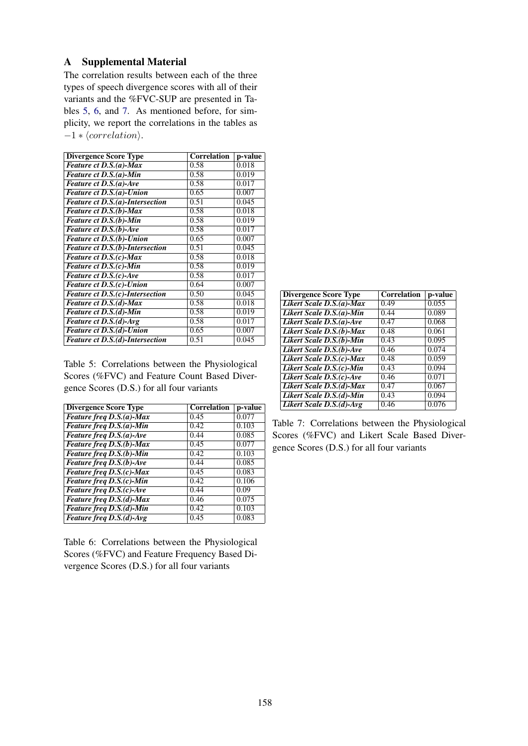## A Supplemental Material

The correlation results between each of the three types of speech divergence scores with all of their variants and the %FVC-SUP are presented in Tables 5, 6, and 7. As mentioned before, for simplicity, we report the correlations in the tables as $-1 * \langle correlation \rangle$.

| Divergence Score Type | Correlation | p-value |
|---|---|---|
| *Feature ct D.S.(a)-Max* | 0.58 | 0.018 |
| *Feature ct D.S.(a)-Min* | 0.58 | 0.019 |
| *Feature ct D.S.(a)-Ave* | 0.58 | 0.017 |
| *Feature ct D.S.(a)-Union* | 0.65 | 0.007 |
| *Feature ct D.S.(a)-Intersection* | 0.51 | 0.045 |
| *Feature ct D.S.(b)-Max* | 0.58 | 0.018 |
| *Feature ct D.S.(b)-Min* | 0.58 | 0.019 |
| *Feature ct D.S.(b)-Ave* | 0.58 | 0.017 |
| *Feature ct D.S.(b)-Union* | 0.65 | 0.007 |
| *Feature ct D.S.(b)-Intersection* | 0.51 | 0.045 |
| *Feature ct D.S.(c)-Max* | 0.58 | 0.018 |
| *Feature ct D.S.(c)-Min* | 0.58 | 0.019 |
| *Feature ct D.S.(c)-Ave* | 0.58 | 0.017 |
| *Feature ct D.S.(c)-Union* | 0.64 | 0.007 |
| *Feature ct D.S.(c)-Intersection* | 0.50 | 0.045 |
| *Feature ct D.S.(d)-Max* | 0.58 | 0.018 |
| *Feature ct D.S.(d)-Min* | 0.58 | 0.019 |
| *Feature ct D.S.(d)-Avg* | 0.58 | 0.017 |
| *Feature ct D.S.(d)-Union* | 0.65 | 0.007 |
| *Feature ct D.S.(d)-Intersection* | 0.51 | 0.045 |

Table 5: Correlations between the Physiological Scores (%FVC) and Feature Count Based Divergence Scores (D.S.) for all four variants

| Divergence Score Type | Correlation | p-value |
|---|---|---|
| *Feature freq D.S.(a)-Max* | 0.45 | 0.077 |
| *Feature freq D.S.(a)-Min* | 0.42 | 0.103 |
| *Feature freq D.S.(a)-Ave* | 0.44 | 0.085 |
| *Feature freq D.S.(b)-Max* | 0.45 | 0.077 |
| *Feature freq D.S.(b)-Min* | 0.42 | 0.103 |
| *Feature freq D.S.(b)-Ave* | 0.44 | 0.085 |
| *Feature freq D.S.(c)-Max* | 0.45 | 0.083 |
| *Feature freq D.S.(c)-Min* | 0.42 | 0.106 |
| *Feature freq D.S.(c)-Ave* | 0.44 | 0.09 |
| *Feature freq D.S.(d)-Max* | 0.46 | 0.075 |
| *Feature freq D.S.(d)-Min* | 0.42 | 0.103 |
| *Feature freq D.S.(d)-Avg* | 0.45 | 0.083 |

Table 6: Correlations between the Physiological Scores (%FVC) and Feature Frequency Based Divergence Scores (D.S.) for all four variants

| Divergence Score Type | Correlation | p-value |
|---|---|---|
| *Likert Scale D.S.(a)-Max* | 0.49 | 0.055 |
| *Likert Scale D.S.(a)-Min* | 0.44 | 0.089 |
| *Likert Scale D.S.(a)-Ave* | 0.47 | 0.068 |
| *Likert Scale D.S.(b)-Max* | 0.48 | 0.061 |
| *Likert Scale D.S.(b)-Min* | 0.43 | 0.095 |
| *Likert Scale D.S.(b)-Ave* | 0.46 | 0.074 |
| *Likert Scale D.S.(c)-Max* | 0.48 | 0.059 |
| *Likert Scale D.S.(c)-Min* | 0.43 | 0.094 |
| *Likert Scale D.S.(c)-Ave* | 0.46 | 0.071 |
| *Likert Scale D.S.(d)-Max* | 0.47 | 0.067 |
| *Likert Scale D.S.(d)-Min* | 0.43 | 0.094 |
| *Likert Scale D.S.(d)-Avg* | 0.46 | 0.076 |

Table 7: Correlations between the Physiological Scores (%FVC) and Likert Scale Based Divergence Scores (D.S.) for all four variants